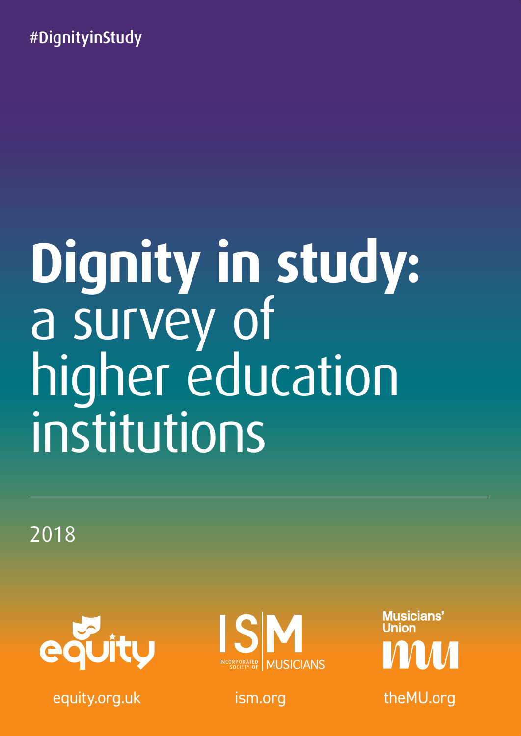#DignityinStudy

# Dignity in study: a survey of higher education institutions

2018

equity

equity.org.uk

ISM INCORPORATED SOCIETY OF MUSICIANS

ism.org

Musicians' Union

theMU.org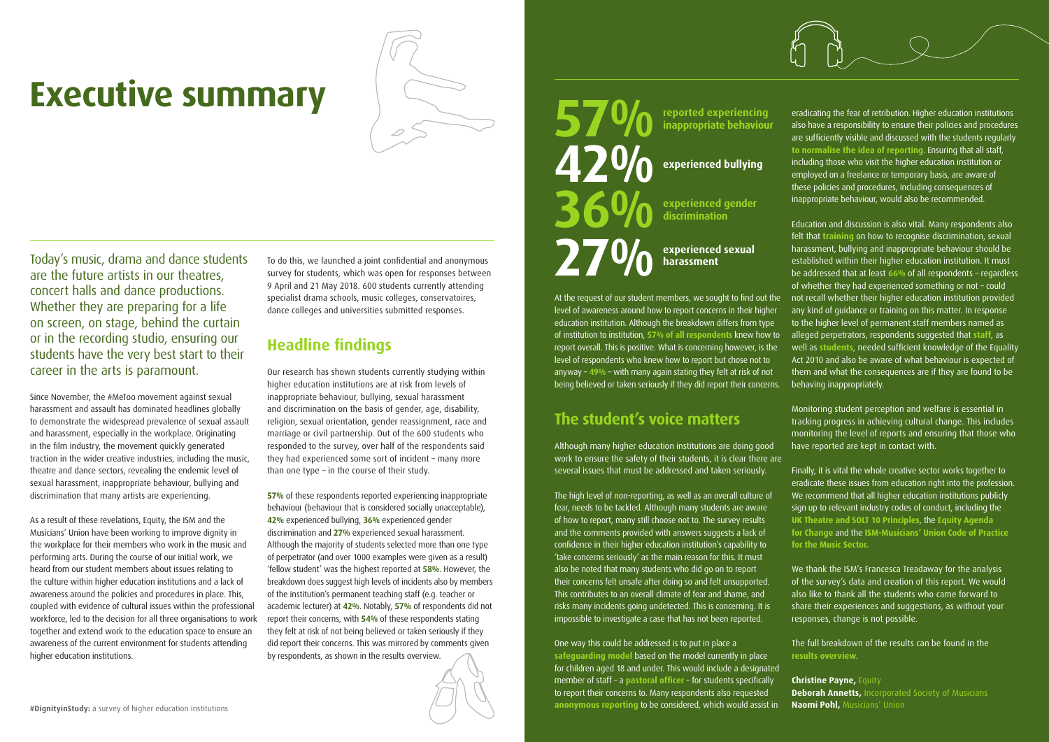# Executive summary

Today's music, drama and dance students are the future artists in our theatres, concert halls and dance productions. Whether they are preparing for a life on screen, on stage, behind the curtain or in the recording studio, ensuring our students have the very best start to their career in the arts is paramount.

Since November, the #MeToo movement against sexual harassment and assault has dominated headlines globally to demonstrate the widespread prevalence of sexual assault and harassment, especially in the workplace. Originating in the film industry, the movement quickly generated traction in the wider creative industries, including the music, theatre and dance sectors, revealing the endemic level of sexual harassment, inappropriate behaviour, bullying and discrimination that many artists are experiencing.

As a result of these revelations, Equity, the ISM and the Musicians' Union have been working to improve dignity in the workplace for their members who work in the music and performing arts. During the course of our initial work, we heard from our student members about issues relating to the culture within higher education institutions and a lack of awareness around the policies and procedures in place. This, coupled with evidence of cultural issues within the professional workforce, led to the decision for all three organisations to work together and extend work to the education space to ensure an awareness of the current environment for students attending higher education institutions.

To do this, we launched a joint confidential and anonymous survey for students, which was open for responses between 9 April and 21 May 2018. 600 students currently attending specialist drama schools, music colleges, conservatoires, dance colleges and universities submitted responses.

## Headline findings

Our research has shown students currently studying within higher education institutions are at risk from levels of inappropriate behaviour, bullying, sexual harassment and discrimination on the basis of gender, age, disability, religion, sexual orientation, gender reassignment, race and marriage or civil partnership. Out of the 600 students who responded to the survey, over half of the respondents said they had experienced some sort of incident – many more than one type – in the course of their study.

**57%** of these respondents reported experiencing inappropriate behaviour (behaviour that is considered socially unacceptable), **42%** experienced bullying, **36%** experienced gender discrimination and **27%** experienced sexual harassment. Although the majority of students selected more than one type of perpetrator (and over 1000 examples were given as a result) 'fellow student' was the highest reported at **58%**. However, the breakdown does suggest high levels of incidents also by members of the institution's permanent teaching staff (e.g. teacher or academic lecturer) at **42%**. Notably, **57%** of respondents did not report their concerns, with **54%** of these respondents stating they felt at risk of not being believed or taken seriously if they did report their concerns. This was mirrored by comments given by respondents, as shown in the results overview.

**57%** reported experiencing inappropriate behaviour

**42%** experienced bullying

**36%** experienced gender discrimination

**27%** experienced sexual harassment

At the request of our student members, we sought to find out the level of awareness around how to report concerns in their higher education institution. Although the breakdown differs from type of institution to institution, **57% of all respondents** knew how to report overall. This is positive. What is concerning however, is the level of respondents who knew how to report but chose not to anyway – **49%** – with many again stating they felt at risk of not being believed or taken seriously if they did report their concerns.

## The student's voice matters

Although many higher education institutions are doing good work to ensure the safety of their students, it is clear there are several issues that must be addressed and taken seriously.

The high level of non-reporting, as well as an overall culture of fear, needs to be tackled. Although many students are aware of how to report, many still choose not to. The survey results and the comments provided with answers suggests a lack of confidence in their higher education institution's capability to 'take concerns seriously' as the main reason for this. It must also be noted that many students who did go on to report their concerns felt unsafe after doing so and felt unsupported. This contributes to an overall climate of fear and shame, and risks many incidents going undetected. This is concerning. It is impossible to investigate a case that has not been reported.

One way this could be addressed is to put in place a **safeguarding model** based on the model currently in place for children aged 18 and under. This would include a designated member of staff – a **pastoral officer** – for students specifically to report their concerns to. Many respondents also requested **anonymous reporting** to be considered, which would assist in eradicating the fear of retribution. Higher education institutions also have a responsibility to ensure their policies and procedures are sufficiently visible and discussed with the students regularly **to normalise the idea of reporting**. Ensuring that all staff, including those who visit the higher education institution or employed on a freelance or temporary basis, are aware of these policies and procedures, including consequences of inappropriate behaviour, would also be recommended.

Education and discussion is also vital. Many respondents also felt that **training** on how to recognise discrimination, sexual harassment, bullying and inappropriate behaviour should be established within their higher education institution. It must be addressed that at least **66%** of all respondents – regardless of whether they had experienced something or not – could not recall whether their higher education institution provided any kind of guidance or training on this matter. In response to the higher level of permanent staff members named as alleged perpetrators, respondents suggested that **staff**, as well as **students**, needed sufficient knowledge of the Equality Act 2010 and also be aware of what behaviour is expected of them and what the consequences are if they are found to be behaving inappropriately.

Monitoring student perception and welfare is essential in tracking progress in achieving cultural change. This includes monitoring the level of reports and ensuring that those who have reported are kept in contact with.

Finally, it is vital the whole creative sector works together to eradicate these issues from education right into the profession. We recommend that all higher education institutions publicly sign up to relevant industry codes of conduct, including the **UK Theatre and SOLT 10 Principles**, the **Equity Agenda for Change** and the **ISM-Musicians' Union Code of Practice for the Music Sector.**

We thank the ISM's Francesca Treadaway for the analysis of the survey's data and creation of this report. We would also like to thank all the students who came forward to share their experiences and suggestions, as without your responses, change is not possible.

The full breakdown of the results can be found in the **results overview**.

**Christine Payne,** Equity
**Deborah Annetts,** Incorporated Society of Musicians
**Naomi Pohl,** Musicians' Union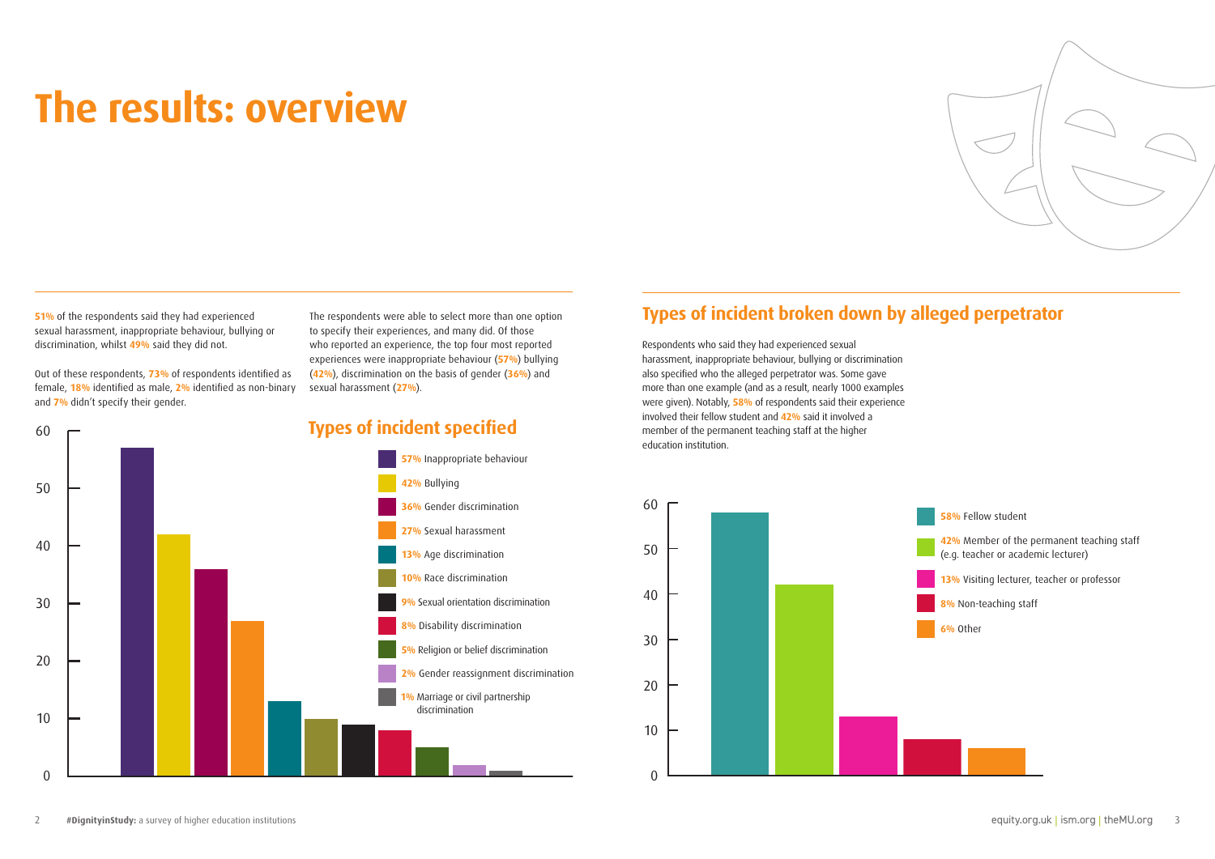# The results: overview

51% of the respondents said they had experienced sexual harassment, inappropriate behaviour, bullying or discrimination, whilst 49% said they did not.

Out of these respondents, 73% of respondents identified as female, 18% identified as male, 2% identified as non-binary and 7% didn't specify their gender.

The respondents were able to select more than one option to specify their experiences, and many did. Of those who reported an experience, the top four most reported experiences were inappropriate behaviour (57%) bullying (42%), discrimination on the basis of gender (36%) and sexual harassment (27%).

## Types of incident specified

| Type of incident | % |
|---|---|
| Inappropriate behaviour | 57% |
| Bullying | 42% |
| Gender discrimination | 36% |
| Sexual harassment | 27% |
| Age discrimination | 13% |
| Race discrimination | 10% |
| Sexual orientation discrimination | 9% |
| Disability discrimination | 8% |
| Religion or belief discrimination | 5% |
| Gender reassignment discrimination | 2% |
| Marriage or civil partnership discrimination | 1% |

## Types of incident broken down by alleged perpetrator

Respondents who said they had experienced sexual harassment, inappropriate behaviour, bullying or discrimination also specified who the alleged perpetrator was. Some gave more than one example (and as a result, nearly 1000 examples were given). Notably, 58% of respondents said their experience involved their fellow student and 42% said it involved a member of the permanent teaching staff at the higher education institution.

| Alleged perpetrator | % |
|---|---|
| Fellow student | 58% |
| Member of the permanent teaching staff (e.g. teacher or academic lecturer) | 42% |
| Visiting lecturer, teacher or professor | 13% |
| Non-teaching staff | 8% |
| Other | 6% |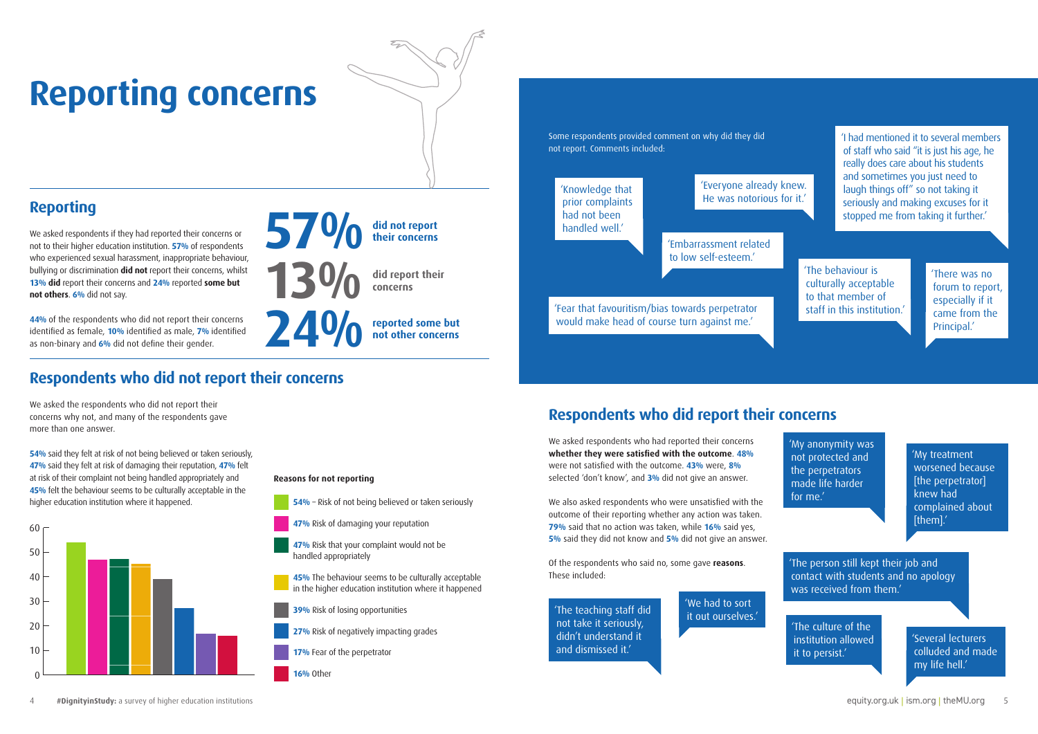# Reporting concerns

## Reporting

We asked respondents if they had reported their concerns or not to their higher education institution. **57%** of respondents who experienced sexual harassment, inappropriate behaviour, bullying or discrimination **did not** report their concerns, whilst **13% did** report their concerns and **24%** reported **some but not others**. **6%** did not say.

**44%** of the respondents who did not report their concerns identified as female, **10%** identified as male, **7%** identified as non-binary and **6%** did not define their gender.

**57%** did not report their concerns

**13%** did report their concerns

**24%** reported some but not other concerns

## Respondents who did not report their concerns

We asked the respondents who did not report their concerns why not, and many of the respondents gave more than one answer.

**54%** said they felt at risk of not being believed or taken seriously, **47%** said they felt at risk of damaging their reputation, **47%** felt at risk of their complaint not being handled appropriately and **45%** felt the behaviour seems to be culturally acceptable in the higher education institution where it happened.

**Reasons for not reporting**

| Reason | % |
|---|---|
| Risk of not being believed or taken seriously | 54% |
| Risk of damaging your reputation | 47% |
| Risk that your complaint would not be handled appropriately | 47% |
| The behaviour seems to be culturally acceptable in the higher education institution where it happened | 45% |
| Risk of losing opportunities | 39% |
| Risk of negatively impacting grades | 27% |
| Fear of the perpetrator | 17% |
| Other | 16% |

Some respondents provided comment on why did they did not report. Comments included:

'Knowledge that prior complaints had not been handled well.'

'Everyone already knew. He was notorious for it.'

'I had mentioned it to several members of staff who said "it is just his age, he really does care about his students and sometimes you just need to laugh things off" so not taking it seriously and making excuses for it stopped me from taking it further.'

'Embarrassment related to low self-esteem.'

'Fear that favouritism/bias towards perpetrator would make head of course turn against me.'

'The behaviour is culturally acceptable to that member of staff in this institution.'

'There was no forum to report, especially if it came from the Principal.'

## Respondents who did report their concerns

We asked respondents who had reported their concerns **whether they were satisfied with the outcome**. **48%** were not satisfied with the outcome. **43%** were, **8%** selected 'don't know', and **3%** did not give an answer.

We also asked respondents who were unsatisfied with the outcome of their reporting whether any action was taken. **79%** said that no action was taken, while **16%** said yes, **5%** said they did not know and **5%** did not give an answer.

Of the respondents who said no, some gave **reasons**. These included:

'The teaching staff did not take it seriously, didn't understand it and dismissed it.'

'We had to sort it out ourselves.'

'My anonymity was not protected and the perpetrators made life harder for me.'

'My treatment worsened because [the perpetrator] knew had complained about [them].'

'The person still kept their job and contact with students and no apology was received from them.'

'The culture of the institution allowed it to persist.'

'Several lecturers colluded and made my life hell.'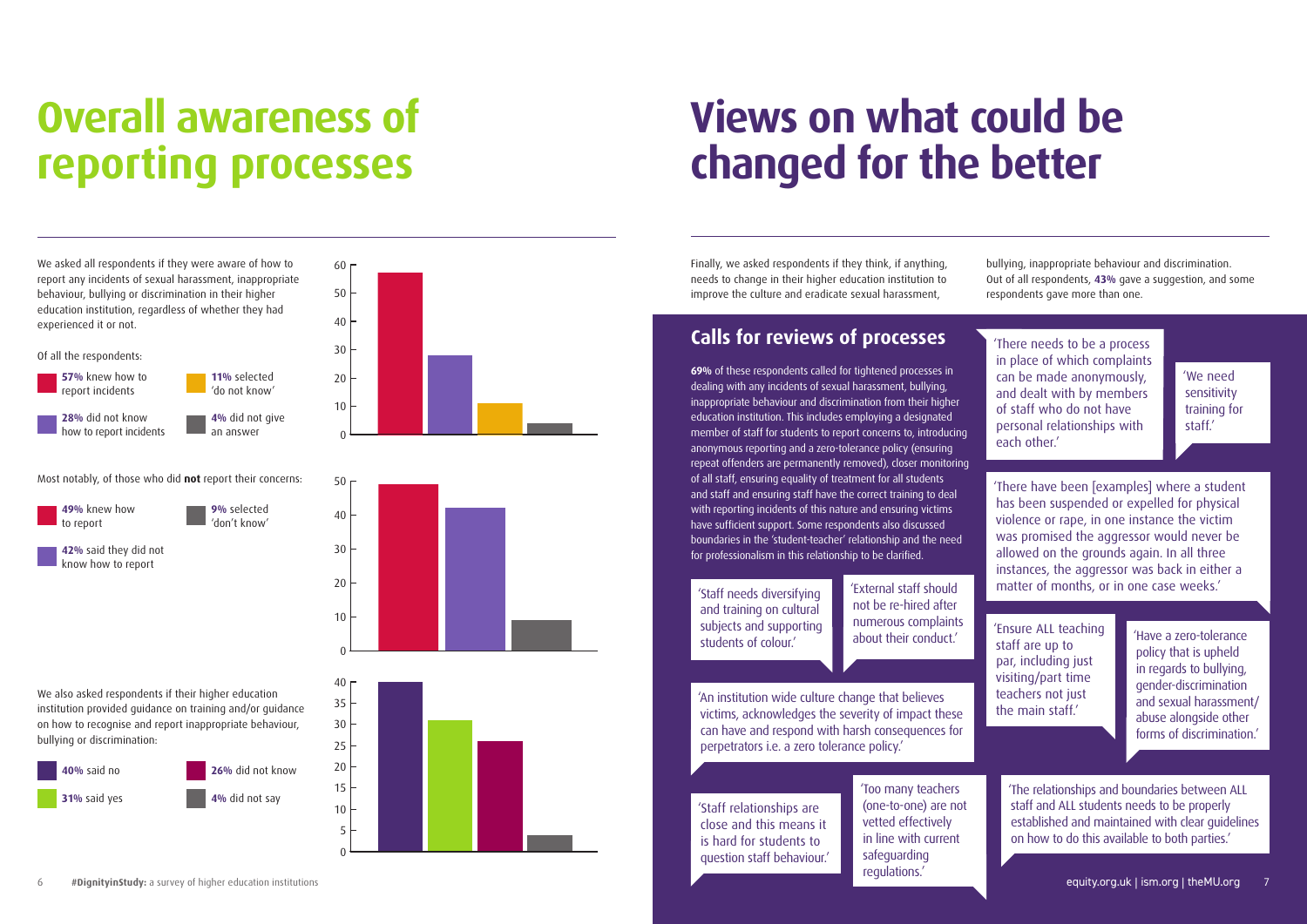# Overall awareness of reporting processes

We asked all respondents if they were aware of how to report any incidents of sexual harassment, inappropriate behaviour, bullying or discrimination in their higher education institution, regardless of whether they had experienced it or not.

Of all the respondents:

- **57%** knew how to report incidents
- **28%** did not know how to report incidents
- **11%** selected 'do not know'
- **4%** did not give an answer

Most notably, of those who did **not** report their concerns:

- **49%** knew how to report
- **42%** said they did not know how to report
- **9%** selected 'don't know'

We also asked respondents if their higher education institution provided guidance on training and/or guidance on how to recognise and report inappropriate behaviour, bullying or discrimination:

- **40%** said no
- **31%** said yes
- **26%** did not know
- **4%** did not say

# Views on what could be changed for the better

Finally, we asked respondents if they think, if anything, needs to change in their higher education institution to improve the culture and eradicate sexual harassment, bullying, inappropriate behaviour and discrimination. Out of all respondents, **43%** gave a suggestion, and some respondents gave more than one.

## Calls for reviews of processes

**69%** of these respondents called for tightened processes in dealing with any incidents of sexual harassment, bullying, inappropriate behaviour and discrimination from their higher education institution. This includes employing a designated member of staff for students to report concerns to, introducing anonymous reporting and a zero-tolerance policy (ensuring repeat offenders are permanently removed), closer monitoring of all staff, ensuring equality of treatment for all students and staff and ensuring staff have the correct training to deal with reporting incidents of this nature and ensuring victims have sufficient support. Some respondents also discussed boundaries in the 'student-teacher' relationship and the need for professionalism in this relationship to be clarified.

'Staff needs diversifying and training on cultural subjects and supporting students of colour.'

'External staff should not be re-hired after numerous complaints about their conduct.'

'An institution wide culture change that believes victims, acknowledges the severity of impact these can have and respond with harsh consequences for perpetrators i.e. a zero tolerance policy.'

'Staff relationships are close and this means it is hard for students to question staff behaviour.'

'Too many teachers (one-to-one) are not vetted effectively in line with current safeguarding regulations.'

'There needs to be a process in place of which complaints can be made anonymously, and dealt with by members of staff who do not have personal relationships with each other.'

'We need sensitivity training for staff.'

'There have been [examples] where a student has been suspended or expelled for physical violence or rape, in one instance the victim was promised the aggressor would never be allowed on the grounds again. In all three instances, the aggressor was back in either a matter of months, or in one case weeks.'

'Ensure ALL teaching staff are up to par, including just visiting/part time teachers not just the main staff.'

'Have a zero-tolerance policy that is upheld in regards to bullying, gender-discrimination and sexual harassment/abuse alongside other forms of discrimination.'

'The relationships and boundaries between ALL staff and ALL students needs to be properly established and maintained with clear guidelines on how to do this available to both parties.'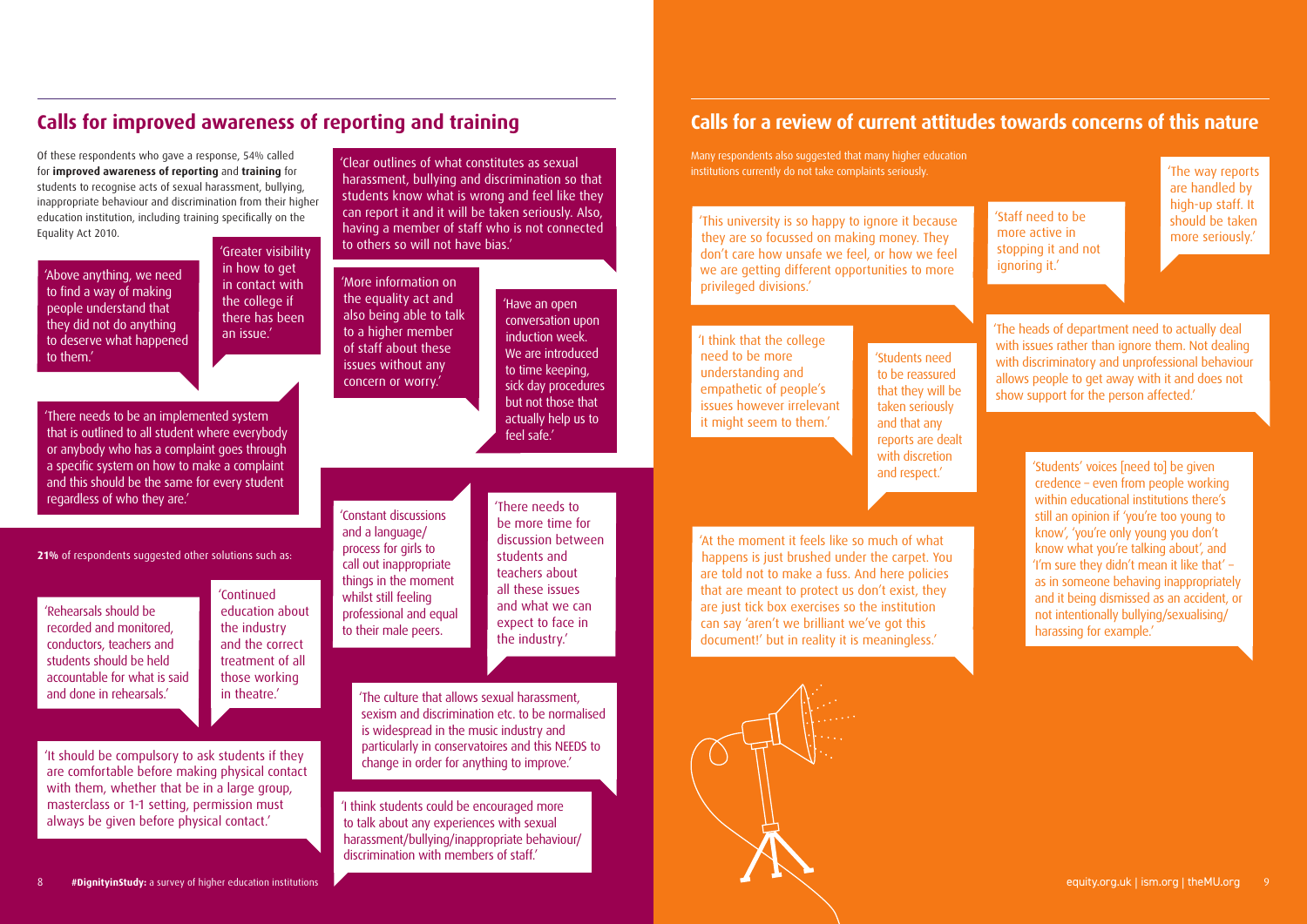## Calls for improved awareness of reporting and training

Of these respondents who gave a response, 54% called for **improved awareness of reporting** and **training** for students to recognise acts of sexual harassment, bullying, inappropriate behaviour and discrimination from their higher education institution, including training specifically on the Equality Act 2010.

'Above anything, we need to find a way of making people understand that they did not do anything to deserve what happened to them.'

'Greater visibility in how to get in contact with the college if there has been an issue.'

'There needs to be an implemented system that is outlined to all student where everybody or anybody who has a complaint goes through a specific system on how to make a complaint and this should be the same for every student regardless of who they are.'

'Clear outlines of what constitutes as sexual harassment, bullying and discrimination so that students know what is wrong and feel like they can report it and it will be taken seriously. Also, having a member of staff who is not connected to others so will not have bias.'

'More information on the equality act and also being able to talk to a higher member of staff about these issues without any concern or worry.'

'Have an open conversation upon induction week. We are introduced to time keeping, sick day procedures but not those that actually help us to feel safe.'

**21%** of respondents suggested other solutions such as:

'Rehearsals should be recorded and monitored, conductors, teachers and students should be held accountable for what is said and done in rehearsals.'

'Continued education about the industry and the correct treatment of all those working in theatre.'

'It should be compulsory to ask students if they are comfortable before making physical contact with them, whether that be in a large group, masterclass or 1-1 setting, permission must always be given before physical contact.'

'Constant discussions and a language/ process for girls to call out inappropriate things in the moment whilst still feeling professional and equal to their male peers.

'There needs to be more time for discussion between students and teachers about all these issues and what we can expect to face in the industry.'

'The culture that allows sexual harassment, sexism and discrimination etc. to be normalised is widespread in the music industry and particularly in conservatoires and this NEEDS to change in order for anything to improve.'

'I think students could be encouraged more to talk about any experiences with sexual harassment/bullying/inappropriate behaviour/ discrimination with members of staff.'

## Calls for a review of current attitudes towards concerns of this nature

Many respondents also suggested that many higher education institutions currently do not take complaints seriously.

'This university is so happy to ignore it because they are so focussed on making money. They don't care how unsafe we feel, or how we feel we are getting different opportunities to more privileged divisions.'

'Staff need to be more active in stopping it and not ignoring it.'

'The way reports are handled by high-up staff. It should be taken more seriously.'

'I think that the college need to be more understanding and empathetic of people's issues however irrelevant it might seem to them.'

'Students need to be reassured that they will be taken seriously and that any reports are dealt with discretion and respect.'

'The heads of department need to actually deal with issues rather than ignore them. Not dealing with discriminatory and unprofessional behaviour allows people to get away with it and does not show support for the person affected.'

'At the moment it feels like so much of what happens is just brushed under the carpet. You are told not to make a fuss. And here policies that are meant to protect us don't exist, they are just tick box exercises so the institution can say 'aren't we brilliant we've got this document!' but in reality it is meaningless.'

'Students' voices [need to] be given credence – even from people working within educational institutions there's still an opinion if 'you're too young to know', 'you're only young you don't know what you're talking about', and 'I'm sure they didn't mean it like that' – as in someone behaving inappropriately and it being dismissed as an accident, or not intentionally bullying/sexualising/ harassing for example.'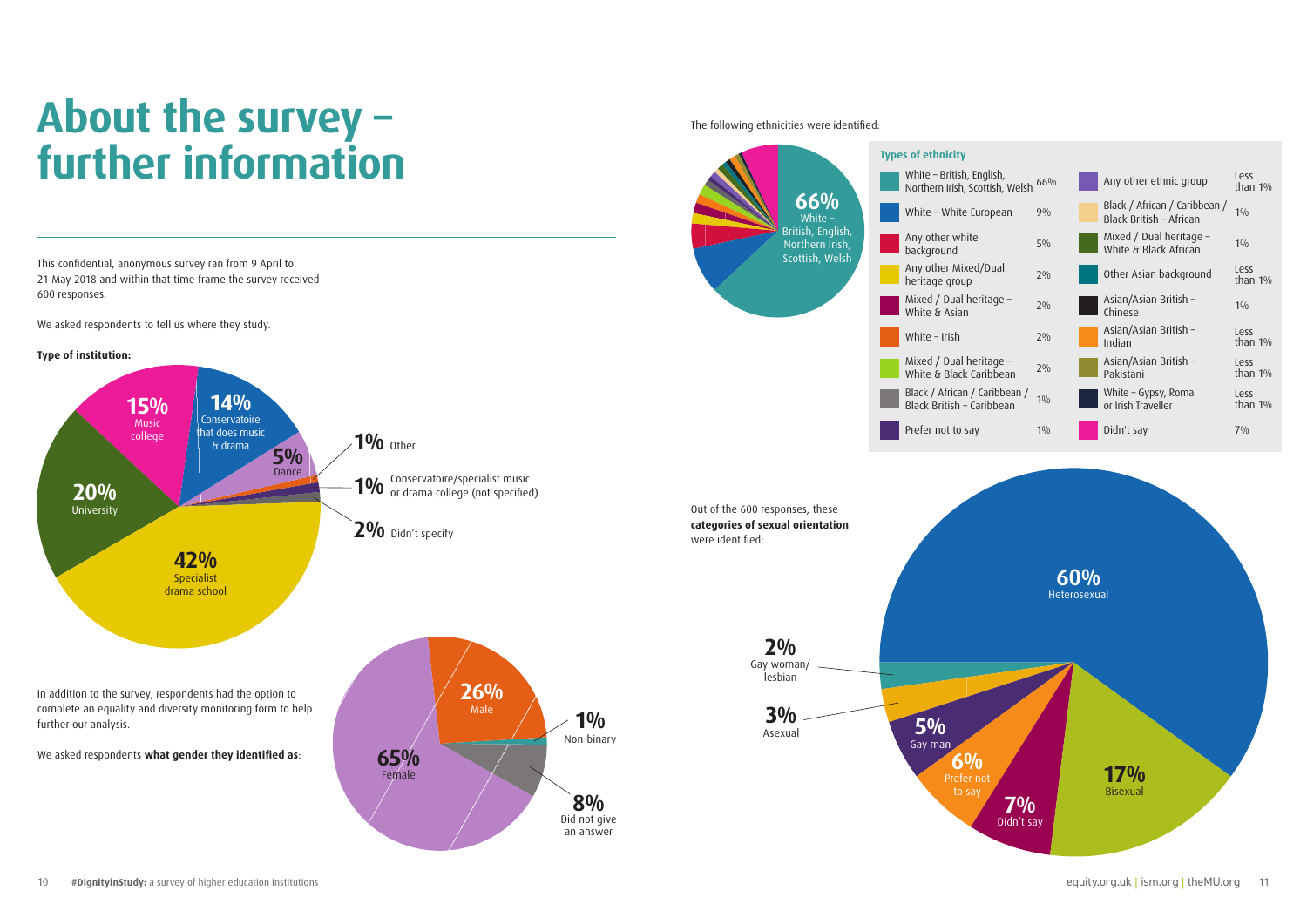# About the survey – further information

This confidential, anonymous survey ran from 9 April to 21 May 2018 and within that time frame the survey received 600 responses.

We asked respondents to tell us where they study.

**Type of institution:**

- 42% Specialist drama school
- 20% University
- 15% Music college
- 14% Conservatoire that does music & drama
- 5% Dance
- 1% Other
- 1% Conservatoire/specialist music or drama college (not specified)
- 2% Didn't specify

In addition to the survey, respondents had the option to complete an equality and diversity monitoring form to help further our analysis.

We asked respondents **what gender they identified as**:

- 65% Female
- 26% Male
- 1% Non-binary
- 8% Did not give an answer

The following ethnicities were identified:

**Types of ethnicity**

| Ethnicity | % | Ethnicity | % |
|---|---|---|---|
| White – British, English, Northern Irish, Scottish, Welsh | 66% | Any other ethnic group | Less than 1% |
| White – White European | 9% | Black / African / Caribbean / Black British – African | 1% |
| Any other white background | 5% | Mixed / Dual heritage – White & Black African | 1% |
| Any other Mixed/Dual heritage group | 2% | Other Asian background | Less than 1% |
| Mixed / Dual heritage – White & Asian | 2% | Asian/Asian British – Chinese | 1% |
| White – Irish | 2% | Asian/Asian British – Indian | Less than 1% |
| Mixed / Dual heritage – White & Black Caribbean | 2% | Asian/Asian British – Pakistani | Less than 1% |
| Black / African / Caribbean / Black British – Caribbean | 1% | White – Gypsy, Roma or Irish Traveller | Less than 1% |
| Prefer not to say | 1% | Didn't say | 7% |

Out of the 600 responses, these **categories of sexual orientation** were identified:

- 60% Heterosexual
- 17% Bisexual
- 7% Didn't say
- 6% Prefer not to say
- 5% Gay man
- 3% Asexual
- 2% Gay woman/lesbian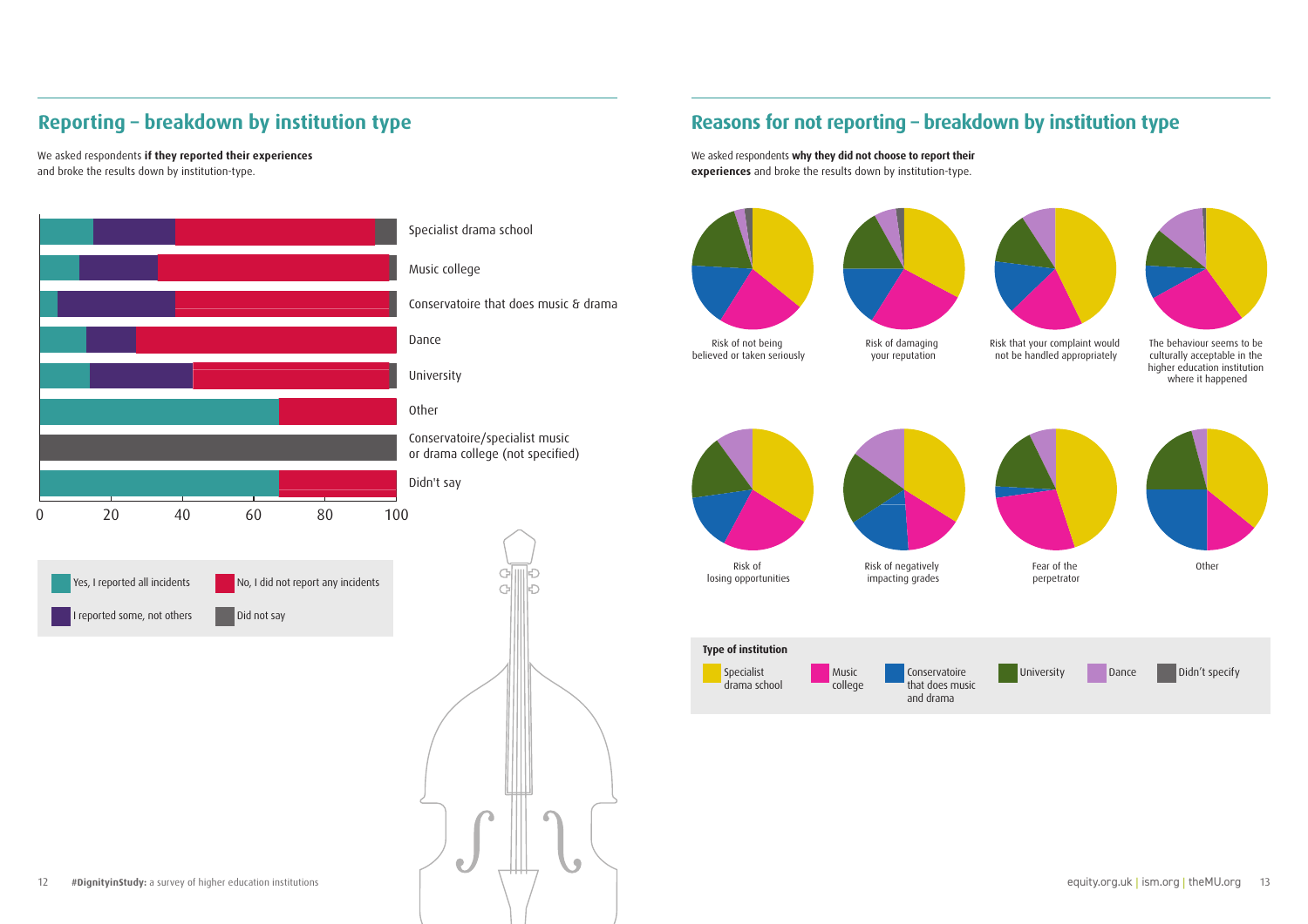## Reporting – breakdown by institution type

We asked respondents **if they reported their experiences** and broke the results down by institution-type.

Specialist drama school

Music college

Conservatoire that does music & drama

Dance

University

Other

Conservatoire/specialist music or drama college (not specified)

Didn't say

0 20 40 60 80 100

Yes, I reported all incidents

No, I did not report any incidents

I reported some, not others

Did not say

## Reasons for not reporting – breakdown by institution type

We asked respondents **why they did not choose to report their experiences** and broke the results down by institution-type.

Risk of not being believed or taken seriously

Risk of damaging your reputation

Risk that your complaint would not be handled appropriately

The behaviour seems to be culturally acceptable in the higher education institution where it happened

Risk of losing opportunities

Risk of negatively impacting grades

Fear of the perpetrator

Other

**Type of institution**

Specialist drama school

Music college

Conservatoire that does music and drama

University

Dance

Didn't specify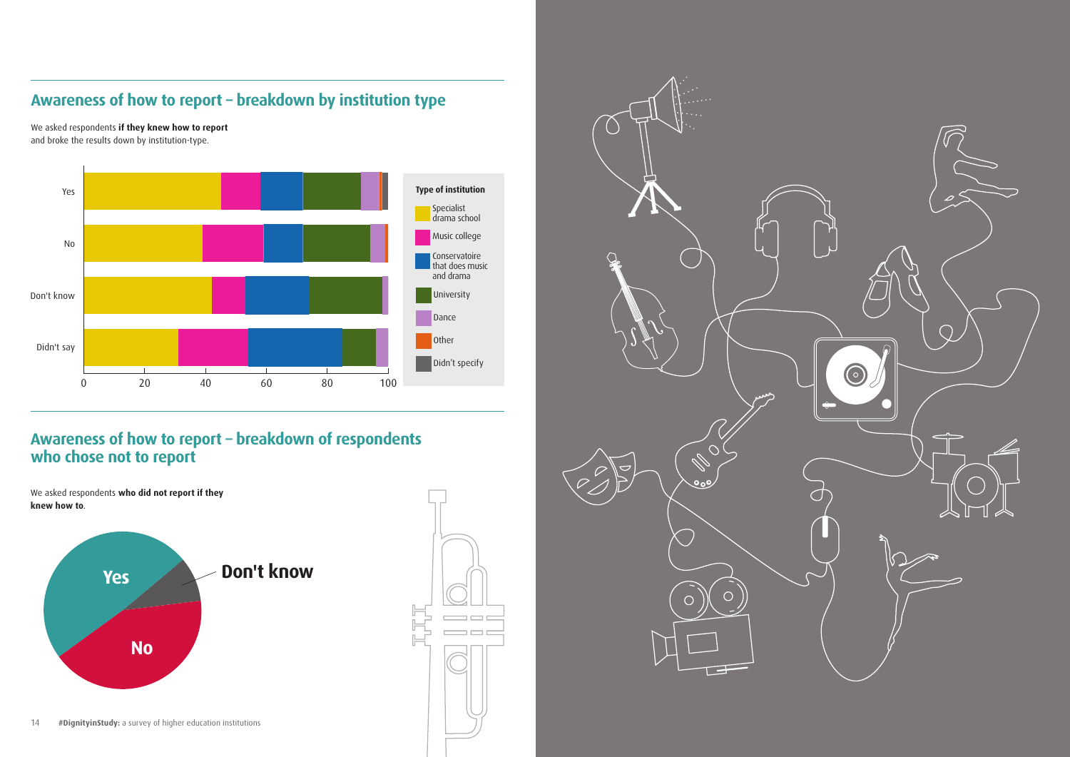## Awareness of how to report – breakdown by institution type

We asked respondents **if they knew how to report** and broke the results down by institution-type.

## Awareness of how to report – breakdown of respondents who chose not to report

We asked respondents **who did not report if they knew how to**.

**#DignityinStudy:** a survey of higher education institutions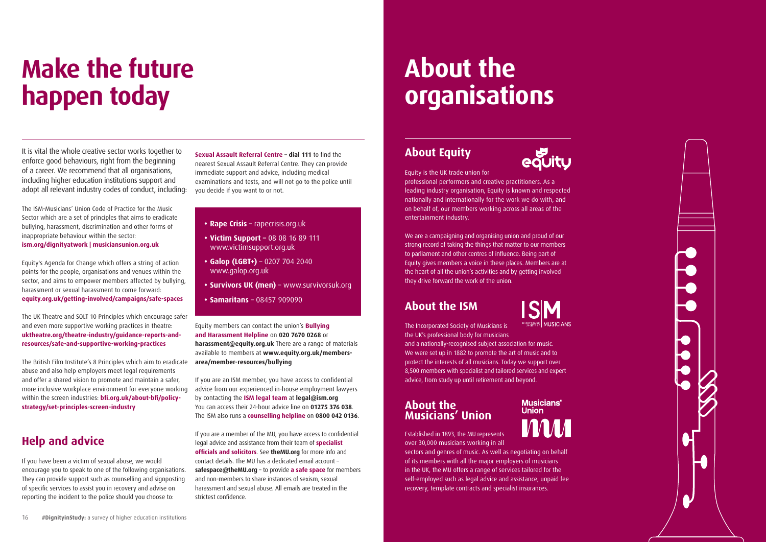# Make the future happen today

It is vital the whole creative sector works together to enforce good behaviours, right from the beginning of a career. We recommend that all organisations, including higher education institutions support and adopt all relevant industry codes of conduct, including:

The ISM-Musicians' Union Code of Practice for the Music Sector which are a set of principles that aims to eradicate bullying, harassment, discrimination and other forms of inappropriate behaviour within the sector:
**ism.org/dignityatwork | musiciansunion.org.uk**

Equity's Agenda for Change which offers a string of action points for the people, organisations and venues within the sector, and aims to empower members affected by bullying, harassment or sexual harassment to come forward:
**equity.org.uk/getting-involved/campaigns/safe-spaces**

The UK Theatre and SOLT 10 Principles which encourage safer and even more supportive working practices in theatre:
**uktheatre.org/theatre-industry/guidance-reports-and-resources/safe-and-supportive-working-practices**

The British Film Institute's 8 Principles which aim to eradicate abuse and also help employers meet legal requirements and offer a shared vision to promote and maintain a safer, more inclusive workplace environment for everyone working within the screen industries: **bfi.org.uk/about-bfi/policy-strategy/set-principles-screen-industry**

## Help and advice

If you have been a victim of sexual abuse, we would encourage you to speak to one of the following organisations. They can provide support such as counselling and signposting of specific services to assist you in recovery and advise on reporting the incident to the police should you choose to:

**Sexual Assault Referral Centre** – **dial 111** to find the nearest Sexual Assault Referral Centre. They can provide immediate support and advice, including medical examinations and tests, and will not go to the police until you decide if you want to or not.

- **Rape Crisis** – rapecrisis.org.uk
- **Victim Support** – 08 08 16 89 111 www.victimsupport.org.uk
- **Galop (LGBT+)** – 0207 704 2040 www.galop.org.uk
- **Survivors UK (men)** – www.survivorsuk.org
- **Samaritans** – 08457 909090

Equity members can contact the union's **Bullying and Harassment Helpline** on **020 7670 0268** or **harassment@equity.org.uk** There are a range of materials available to members at **www.equity.org.uk/members-area/member-resources/bullying**

If you are an ISM member, you have access to confidential advice from our experienced in-house employment lawyers by contacting the **ISM legal team** at **legal@ism.org** You can access their 24-hour advice line on **01275 376 038**. The ISM also runs a **counselling helpline** on **0800 042 0136**.

If you are a member of the MU, you have access to confidential legal advice and assistance from their team of **specialist officials and solicitors**. See **theMU.org** for more info and contact details. The MU has a dedicated email account – **safespace@theMU.org** – to provide **a safe space** for members and non-members to share instances of sexism, sexual harassment and sexual abuse. All emails are treated in the strictest confidence.

# About the organisations

## About Equity

Equity is the UK trade union for professional performers and creative practitioners. As a leading industry organisation, Equity is known and respected nationally and internationally for the work we do with, and on behalf of, our members working across all areas of the entertainment industry.

We are a campaigning and organising union and proud of our strong record of taking the things that matter to our members to parliament and other centres of influence. Being part of Equity gives members a voice in these places. Members are at the heart of all the union's activities and by getting involved they drive forward the work of the union.

## About the ISM

The Incorporated Society of Musicians is the UK's professional body for musicians and a nationally-recognised subject association for music. We were set up in 1882 to promote the art of music and to protect the interests of all musicians. Today we support over 8,500 members with specialist and tailored services and expert advice, from study up until retirement and beyond.

## About the Musicians' Union

Established in 1893, the MU represents over 30,000 musicians working in all sectors and genres of music. As well as negotiating on behalf of its members with all the major employers of musicians in the UK, the MU offers a range of services tailored for the self-employed such as legal advice and assistance, unpaid fee recovery, template contracts and specialist insurances.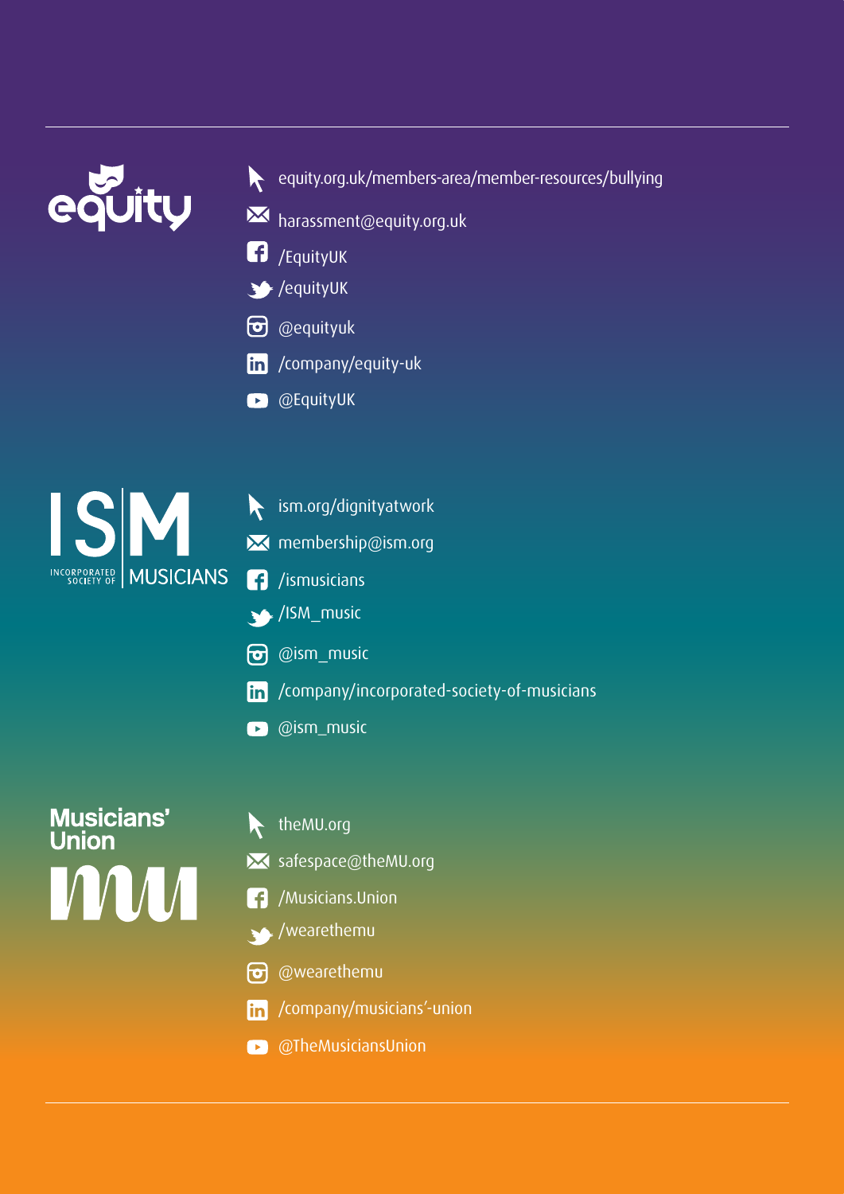## Equity

- equity.org.uk/members-area/member-resources/bullying
- harassment@equity.org.uk
- /EquityUK
- /equityUK
- @equityuk
- /company/equity-uk
- @EquityUK

## ISM – Incorporated Society of Musicians

- ism.org/dignityatwork
- membership@ism.org
- /ismusicians
- /ISM_music
- @ism_music
- /company/incorporated-society-of-musicians
- @ism_music

## Musicians' Union

- theMU.org
- safespace@theMU.org
- /Musicians.Union
- /wearethemu
- @wearethemu
- /company/musicians'-union
- @TheMusiciansUnion